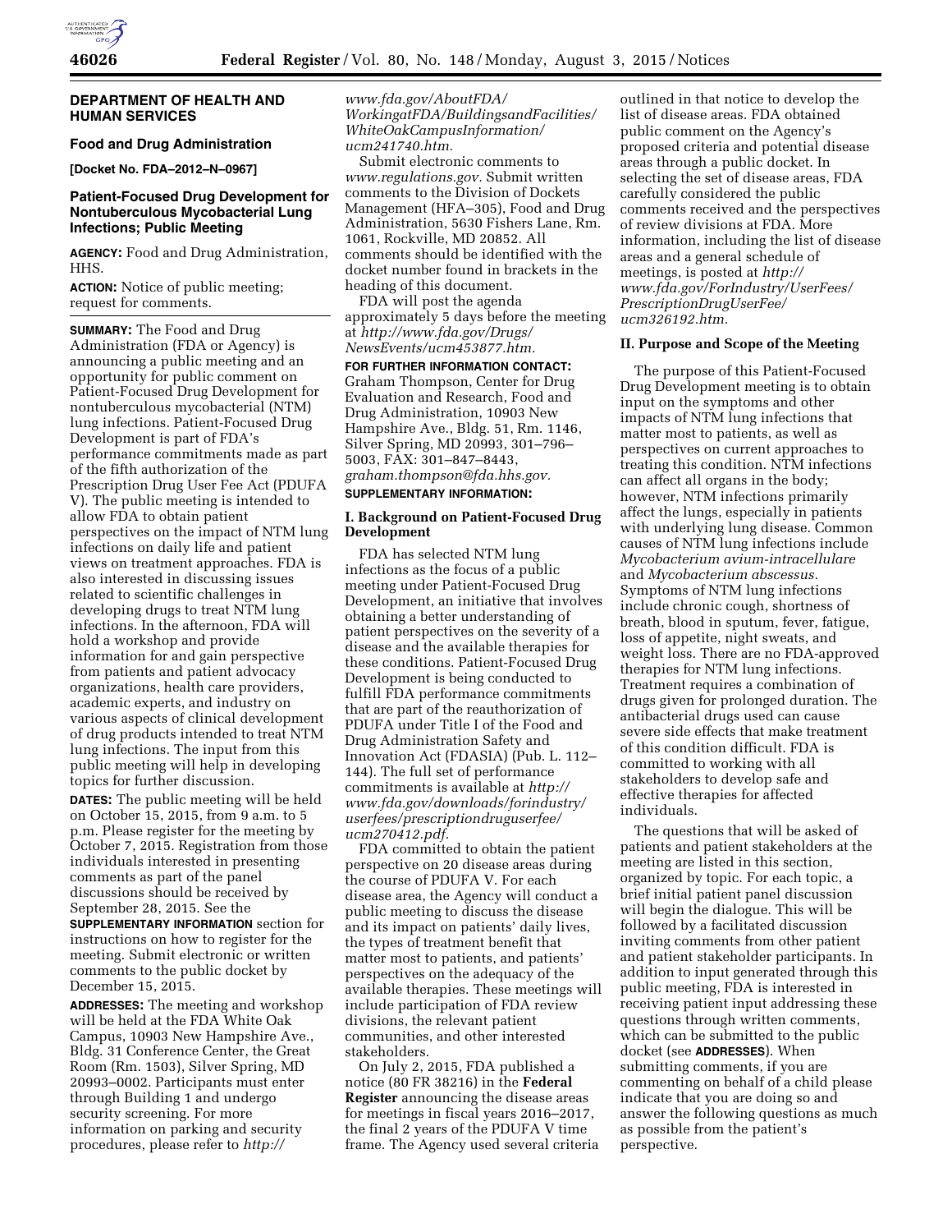## DEPARTMENT OF HEALTH AND HUMAN SERVICES

### Food and Drug Administration

**[Docket No. FDA–2012–N–0967]**

### Patient-Focused Drug Development for Nontuberculous Mycobacterial Lung Infections; Public Meeting

**AGENCY:** Food and Drug Administration, HHS.

**ACTION:** Notice of public meeting; request for comments.

**SUMMARY:** The Food and Drug Administration (FDA or Agency) is announcing a public meeting and an opportunity for public comment on Patient-Focused Drug Development for nontuberculous mycobacterial (NTM) lung infections. Patient-Focused Drug Development is part of FDA's performance commitments made as part of the fifth authorization of the Prescription Drug User Fee Act (PDUFA V). The public meeting is intended to allow FDA to obtain patient perspectives on the impact of NTM lung infections on daily life and patient views on treatment approaches. FDA is also interested in discussing issues related to scientific challenges in developing drugs to treat NTM lung infections. In the afternoon, FDA will hold a workshop and provide information for and gain perspective from patients and patient advocacy organizations, health care providers, academic experts, and industry on various aspects of clinical development of drug products intended to treat NTM lung infections. The input from this public meeting will help in developing topics for further discussion.

**DATES:** The public meeting will be held on October 15, 2015, from 9 a.m. to 5 p.m. Please register for the meeting by October 7, 2015. Registration from those individuals interested in presenting comments as part of the panel discussions should be received by September 28, 2015. See the **SUPPLEMENTARY INFORMATION** section for instructions on how to register for the meeting. Submit electronic or written comments to the public docket by December 15, 2015.

**ADDRESSES:** The meeting and workshop will be held at the FDA White Oak Campus, 10903 New Hampshire Ave., Bldg. 31 Conference Center, the Great Room (Rm. 1503), Silver Spring, MD 20993–0002. Participants must enter through Building 1 and undergo security screening. For more information on parking and security procedures, please refer to *http://www.fda.gov/AboutFDA/WorkingatFDA/BuildingsandFacilities/WhiteOakCampusInformation/ucm241740.htm.*

Submit electronic comments to *www.regulations.gov.* Submit written comments to the Division of Dockets Management (HFA–305), Food and Drug Administration, 5630 Fishers Lane, Rm. 1061, Rockville, MD 20852. All comments should be identified with the docket number found in brackets in the heading of this document.

FDA will post the agenda approximately 5 days before the meeting at *http://www.fda.gov/Drugs/NewsEvents/ucm453877.htm.*

**FOR FURTHER INFORMATION CONTACT:** Graham Thompson, Center for Drug Evaluation and Research, Food and Drug Administration, 10903 New Hampshire Ave., Bldg. 51, Rm. 1146, Silver Spring, MD 20993, 301–796–5003, FAX: 301–847–8443, *graham.thompson@fda.hhs.gov.*

**SUPPLEMENTARY INFORMATION:**

### I. Background on Patient-Focused Drug Development

FDA has selected NTM lung infections as the focus of a public meeting under Patient-Focused Drug Development, an initiative that involves obtaining a better understanding of patient perspectives on the severity of a disease and the available therapies for these conditions. Patient-Focused Drug Development is being conducted to fulfill FDA performance commitments that are part of the reauthorization of PDUFA under Title I of the Food and Drug Administration Safety and Innovation Act (FDASIA) (Pub. L. 112–144). The full set of performance commitments is available at *http://www.fda.gov/downloads/forindustry/userfees/prescriptiondruguserfee/ucm270412.pdf.*

FDA committed to obtain the patient perspective on 20 disease areas during the course of PDUFA V. For each disease area, the Agency will conduct a public meeting to discuss the disease and its impact on patients' daily lives, the types of treatment benefit that matter most to patients, and patients' perspectives on the adequacy of the available therapies. These meetings will include participation of FDA review divisions, the relevant patient communities, and other interested stakeholders.

On July 2, 2015, FDA published a notice (80 FR 38216) in the **Federal Register** announcing the disease areas for meetings in fiscal years 2016–2017, the final 2 years of the PDUFA V time frame. The Agency used several criteria outlined in that notice to develop the list of disease areas. FDA obtained public comment on the Agency's proposed criteria and potential disease areas through a public docket. In selecting the set of disease areas, FDA carefully considered the public comments received and the perspectives of review divisions at FDA. More information, including the list of disease areas and a general schedule of meetings, is posted at *http://www.fda.gov/ForIndustry/UserFees/PrescriptionDrugUserFee/ucm326192.htm.*

### II. Purpose and Scope of the Meeting

The purpose of this Patient-Focused Drug Development meeting is to obtain input on the symptoms and other impacts of NTM lung infections that matter most to patients, as well as perspectives on current approaches to treating this condition. NTM infections can affect all organs in the body; however, NTM infections primarily affect the lungs, especially in patients with underlying lung disease. Common causes of NTM lung infections include *Mycobacterium avium-intracellulare* and *Mycobacterium abscessus.* Symptoms of NTM lung infections include chronic cough, shortness of breath, blood in sputum, fever, fatigue, loss of appetite, night sweats, and weight loss. There are no FDA-approved therapies for NTM lung infections. Treatment requires a combination of drugs given for prolonged duration. The antibacterial drugs used can cause severe side effects that make treatment of this condition difficult. FDA is committed to working with all stakeholders to develop safe and effective therapies for affected individuals.

The questions that will be asked of patients and patient stakeholders at the meeting are listed in this section, organized by topic. For each topic, a brief initial patient panel discussion will begin the dialogue. This will be followed by a facilitated discussion inviting comments from other patient and patient stakeholder participants. In addition to input generated through this public meeting, FDA is interested in receiving patient input addressing these questions through written comments, which can be submitted to the public docket (see **ADDRESSES**). When submitting comments, if you are commenting on behalf of a child please indicate that you are doing so and answer the following questions as much as possible from the patient's perspective.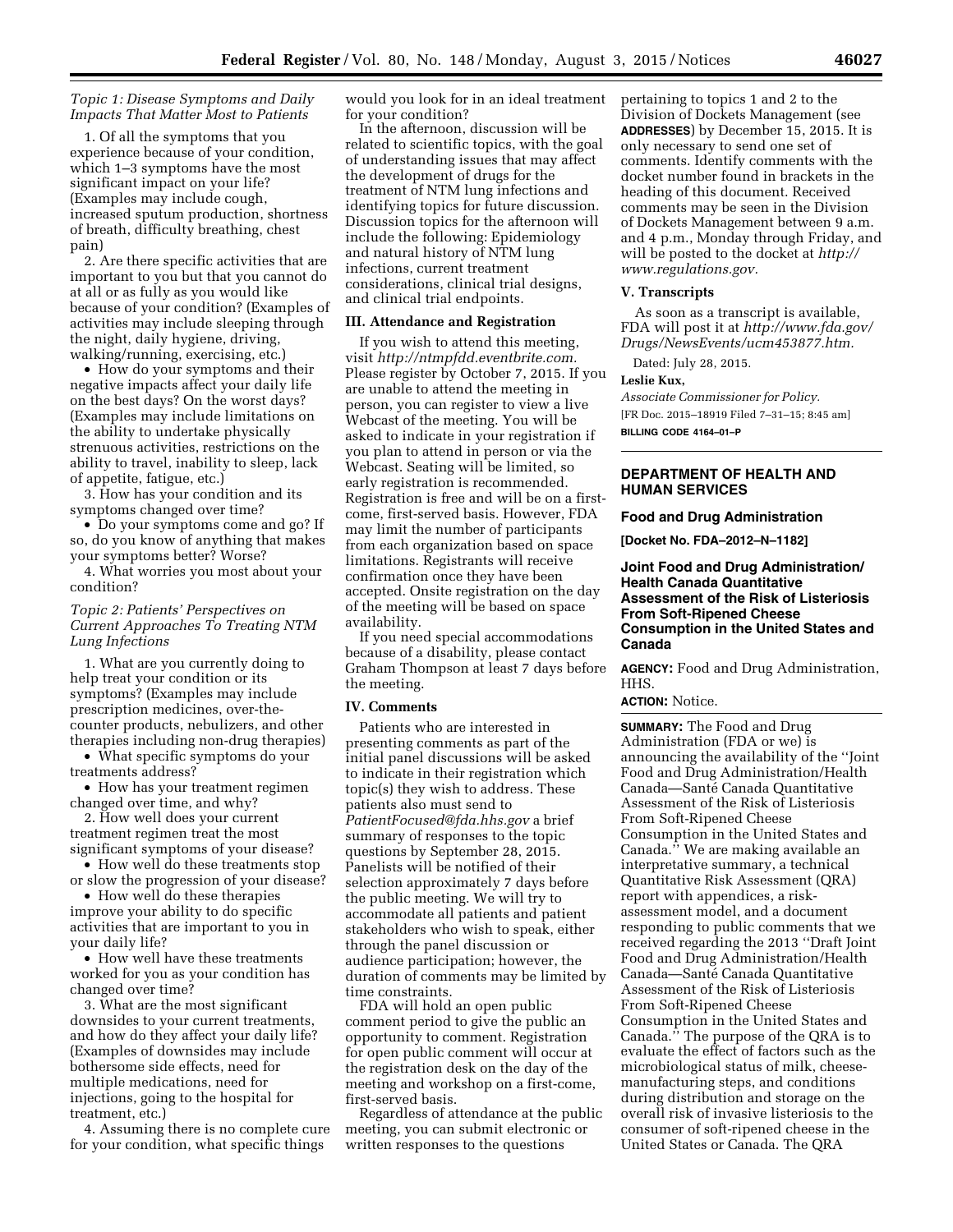*Topic 1: Disease Symptoms and Daily Impacts That Matter Most to Patients*

1. Of all the symptoms that you experience because of your condition, which 1–3 symptoms have the most significant impact on your life? (Examples may include cough, increased sputum production, shortness of breath, difficulty breathing, chest pain)

2. Are there specific activities that are important to you but that you cannot do at all or as fully as you would like because of your condition? (Examples of activities may include sleeping through the night, daily hygiene, driving, walking/running, exercising, etc.)

• How do your symptoms and their negative impacts affect your daily life on the best days? On the worst days? (Examples may include limitations on the ability to undertake physically strenuous activities, restrictions on the ability to travel, inability to sleep, lack of appetite, fatigue, etc.)

3. How has your condition and its symptoms changed over time?

• Do your symptoms come and go? If so, do you know of anything that makes your symptoms better? Worse?

4. What worries you most about your condition?

*Topic 2: Patients' Perspectives on Current Approaches To Treating NTM Lung Infections*

1. What are you currently doing to help treat your condition or its symptoms? (Examples may include prescription medicines, over-the-counter products, nebulizers, and other therapies including non-drug therapies)

• What specific symptoms do your treatments address?

• How has your treatment regimen changed over time, and why?

2. How well does your current treatment regimen treat the most significant symptoms of your disease?

• How well do these treatments stop or slow the progression of your disease?

• How well do these therapies improve your ability to do specific activities that are important to you in your daily life?

• How well have these treatments worked for you as your condition has changed over time?

3. What are the most significant downsides to your current treatments, and how do they affect your daily life? (Examples of downsides may include bothersome side effects, need for multiple medications, need for injections, going to the hospital for treatment, etc.)

4. Assuming there is no complete cure for your condition, what specific things would you look for in an ideal treatment for your condition?

In the afternoon, discussion will be related to scientific topics, with the goal of understanding issues that may affect the development of drugs for the treatment of NTM lung infections and identifying topics for future discussion. Discussion topics for the afternoon will include the following: Epidemiology and natural history of NTM lung infections, current treatment considerations, clinical trial designs, and clinical trial endpoints.

## III. Attendance and Registration

If you wish to attend this meeting, visit *http://ntmpfdd.eventbrite.com.* Please register by October 7, 2015. If you are unable to attend the meeting in person, you can register to view a live Webcast of the meeting. You will be asked to indicate in your registration if you plan to attend in person or via the Webcast. Seating will be limited, so early registration is recommended. Registration is free and will be on a first-come, first-served basis. However, FDA may limit the number of participants from each organization based on space limitations. Registrants will receive confirmation once they have been accepted. Onsite registration on the day of the meeting will be based on space availability.

If you need special accommodations because of a disability, please contact Graham Thompson at least 7 days before the meeting.

## IV. Comments

Patients who are interested in presenting comments as part of the initial panel discussions will be asked to indicate in their registration which topic(s) they wish to address. These patients also must send to *PatientFocused@fda.hhs.gov* a brief summary of responses to the topic questions by September 28, 2015. Panelists will be notified of their selection approximately 7 days before the public meeting. We will try to accommodate all patients and patient stakeholders who wish to speak, either through the panel discussion or audience participation; however, the duration of comments may be limited by time constraints.

FDA will hold an open public comment period to give the public an opportunity to comment. Registration for open public comment will occur at the registration desk on the day of the meeting and workshop on a first-come, first-served basis.

Regardless of attendance at the public meeting, you can submit electronic or written responses to the questions pertaining to topics 1 and 2 to the Division of Dockets Management (see **ADDRESSES**) by December 15, 2015. It is only necessary to send one set of comments. Identify comments with the docket number found in brackets in the heading of this document. Received comments may be seen in the Division of Dockets Management between 9 a.m. and 4 p.m., Monday through Friday, and will be posted to the docket at *http://www.regulations.gov.*

## V. Transcripts

As soon as a transcript is available, FDA will post it at *http://www.fda.gov/Drugs/NewsEvents/ucm453877.htm.*

Dated: July 28, 2015.

**Leslie Kux,**

*Associate Commissioner for Policy.*

[FR Doc. 2015–18919 Filed 7–31–15; 8:45 am]

**BILLING CODE 4164–01–P**

---

## DEPARTMENT OF HEALTH AND HUMAN SERVICES

### Food and Drug Administration

**[Docket No. FDA–2012–N–1182]**

### Joint Food and Drug Administration/Health Canada Quantitative Assessment of the Risk of Listeriosis From Soft-Ripened Cheese Consumption in the United States and Canada

**AGENCY:** Food and Drug Administration, HHS.

**ACTION:** Notice.

**SUMMARY:** The Food and Drug Administration (FDA or we) is announcing the availability of the ''Joint Food and Drug Administration/Health Canada—Santé Canada Quantitative Assessment of the Risk of Listeriosis From Soft-Ripened Cheese Consumption in the United States and Canada.'' We are making available an interpretative summary, a technical Quantitative Risk Assessment (QRA) report with appendices, a risk-assessment model, and a document responding to public comments that we received regarding the 2013 ''Draft Joint Food and Drug Administration/Health Canada—Santé Canada Quantitative Assessment of the Risk of Listeriosis From Soft-Ripened Cheese Consumption in the United States and Canada.'' The purpose of the QRA is to evaluate the effect of factors such as the microbiological status of milk, cheese-manufacturing steps, and conditions during distribution and storage on the overall risk of invasive listeriosis to the consumer of soft-ripened cheese in the United States or Canada. The QRA